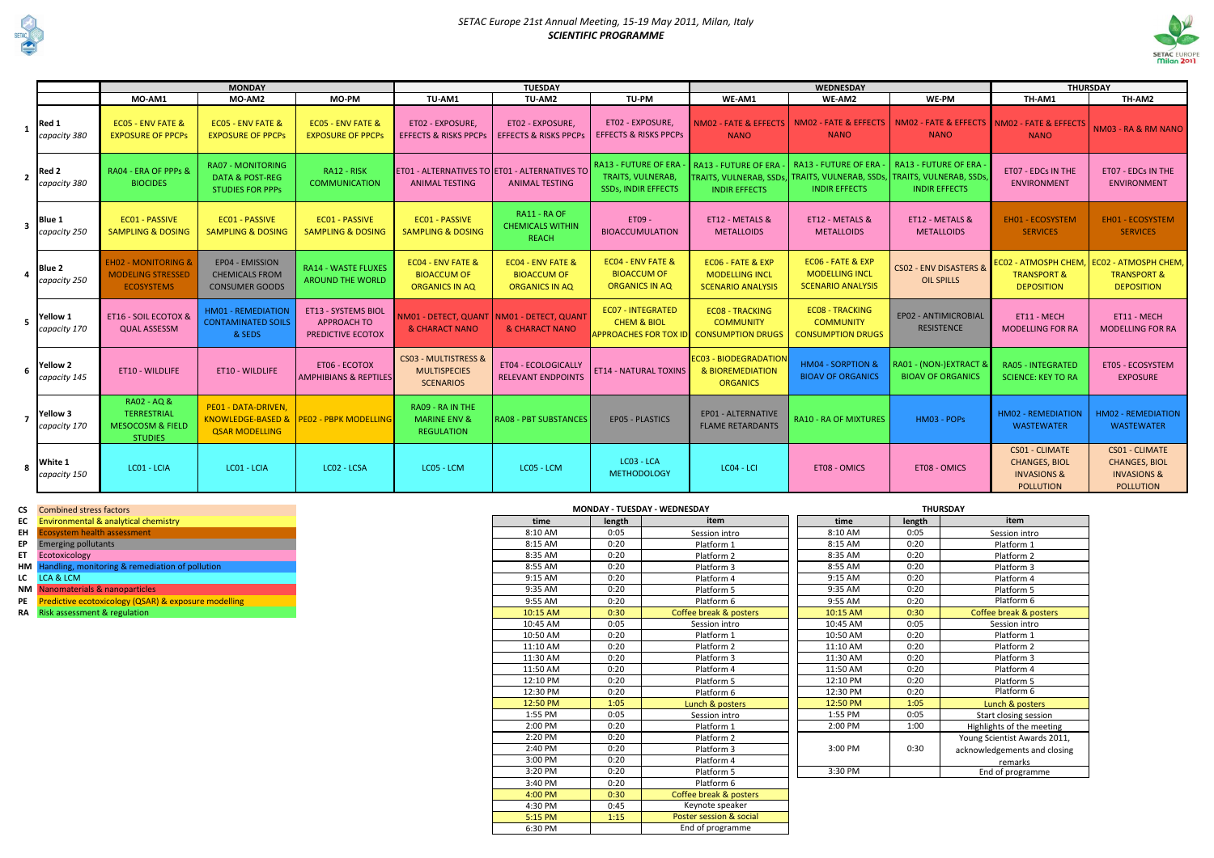*SETAC Europe 21st Annual Meeting, 15-19 May 2011, Milan, Italy*

***SCIENTIFIC PROGRAMME***

| | | MONDAY | | | TUESDAY | | | WEDNESDAY | | | THURSDAY | |
|---|---|---|---|---|---|---|---|---|---|---|---|---|
| | | MO-AM1 | MO-AM2 | MO-PM | TU-AM1 | TU-AM2 | TU-PM | WE-AM1 | WE-AM2 | WE-PM | TH-AM1 | TH-AM2 |
| 1 | Red 1 *capacity 380* | EC05 - ENV FATE & EXPOSURE OF PPCPs | EC05 - ENV FATE & EXPOSURE OF PPCPs | EC05 - ENV FATE & EXPOSURE OF PPCPs | ET02 - EXPOSURE, EFFECTS & RISKS PPCPs | ET02 - EXPOSURE, EFFECTS & RISKS PPCPs | ET02 - EXPOSURE, EFFECTS & RISKS PPCPs | NM02 - FATE & EFFECTS NANO | NM02 - FATE & EFFECTS NANO | NM02 - FATE & EFFECTS NANO | NM02 - FATE & EFFECTS NANO | NM03 - RA & RM NANO |
| 2 | Red 2 *capacity 380* | RA04 - ERA OF PPPs & BIOCIDES | RA07 - MONITORING DATA & POST-REG STUDIES FOR PPPs | RA12 - RISK COMMUNICATION | ET01 - ALTERNATIVES TO ANIMAL TESTING | ET01 - ALTERNATIVES TO ANIMAL TESTING | RA13 - FUTURE OF ERA - TRAITS, VULNERAB, SSDs, INDIR EFFECTS | RA13 - FUTURE OF ERA - TRAITS, VULNERAB, SSDs, INDIR EFFECTS | RA13 - FUTURE OF ERA - TRAITS, VULNERAB, SSDs, INDIR EFFECTS | RA13 - FUTURE OF ERA - TRAITS, VULNERAB, SSDs, INDIR EFFECTS | ET07 - EDCs IN THE ENVIRONMENT | ET07 - EDCs IN THE ENVIRONMENT |
| 3 | Blue 1 *capacity 250* | EC01 - PASSIVE SAMPLING & DOSING | EC01 - PASSIVE SAMPLING & DOSING | EC01 - PASSIVE SAMPLING & DOSING | EC01 - PASSIVE SAMPLING & DOSING | RA11 - RA OF CHEMICALS WITHIN REACH | ET09 - BIOACCUMULATION | ET12 - METALS & METALLOIDS | ET12 - METALS & METALLOIDS | ET12 - METALS & METALLOIDS | EH01 - ECOSYSTEM SERVICES | EH01 - ECOSYSTEM SERVICES |
| 4 | Blue 2 *capacity 250* | EH02 - MONITORING & MODELING STRESSED ECOSYSTEMS | EP04 - EMISSION CHEMICALS FROM CONSUMER GOODS | RA14 - WASTE FLUXES AROUND THE WORLD | EC04 - ENV FATE & BIOACCUM OF ORGANICS IN AQ | EC04 - ENV FATE & BIOACCUM OF ORGANICS IN AQ | EC04 - ENV FATE & BIOACCUM OF ORGANICS IN AQ | EC06 - FATE & EXP MODELLING INCL SCENARIO ANALYSIS | EC06 - FATE & EXP MODELLING INCL SCENARIO ANALYSIS | CS02 - ENV DISASTERS & OIL SPILLS | EC02 - ATMOSPH CHEM, TRANSPORT & DEPOSITION | EC02 - ATMOSPH CHEM, TRANSPORT & DEPOSITION |
| 5 | Yellow 1 *capacity 170* | ET16 - SOIL ECOTOX & QUAL ASSESSM | HM01 - REMEDIATION CONTAMINATED SOILS & SEDS | ET13 - SYSTEMS BIOL APPROACH TO PREDICTIVE ECOTOX | NM01 - DETECT, QUANT & CHARACT NANO | NM01 - DETECT, QUANT & CHARACT NANO | EC07 - INTEGRATED CHEM & BIOL APPROACHES FOR TOX ID | EC08 - TRACKING COMMUNITY CONSUMPTION DRUGS | EC08 - TRACKING COMMUNITY CONSUMPTION DRUGS | EP02 - ANTIMICROBIAL RESISTENCE | ET11 - MECH MODELLING FOR RA | ET11 - MECH MODELLING FOR RA |
| 6 | Yellow 2 *capacity 145* | ET10 - WILDLIFE | ET10 - WILDLIFE | ET06 - ECOTOX AMPHIBIANS & REPTILES | CS03 - MULTISTRESS & MULTISPECIES SCENARIOS | ET04 - ECOLOGICALLY RELEVANT ENDPOINTS | ET14 - NATURAL TOXINS | EC03 - BIODEGRADATION & BIOREMEDIATION ORGANICS | HM04 - SORPTION & BIOAV OF ORGANICS | RA01 - (NON-)EXTRACT & BIOAV OF ORGANICS | RA05 - INTEGRATED SCIENCE: KEY TO RA | ET05 - ECOSYSTEM EXPOSURE |
| 7 | Yellow 3 *capacity 170* | RA02 - AQ & TERRESTRIAL MESOCOSM & FIELD STUDIES | PE01 - DATA-DRIVEN, KNOWLEDGE-BASED & QSAR MODELLING | PE02 - PBPK MODELLING | RA09 - RA IN THE MARINE ENV & REGULATION | RA08 - PBT SUBSTANCES | EP05 - PLASTICS | EP01 - ALTERNATIVE FLAME RETARDANTS | RA10 - RA OF MIXTURES | HM03 - POPs | HM02 - REMEDIATION WASTEWATER | HM02 - REMEDIATION WASTEWATER |
| 8 | White 1 *capacity 150* | LC01 - LCIA | LC01 - LCIA | LC02 - LCSA | LC05 - LCM | LC05 - LCM | LC03 - LCA METHODOLOGY | LC04 - LCI | ET08 - OMICS | ET08 - OMICS | CS01 - CLIMATE CHANGES, BIOL INVASIONS & POLLUTION | CS01 - CLIMATE CHANGES, BIOL INVASIONS & POLLUTION |

| Code | Topic |
|---|---|
| CS | Combined stress factors |
| EC | Environmental & analytical chemistry |
| EH | Ecosystem health assessment |
| EP | Emerging pollutants |
| ET | Ecotoxicology |
| HM | Handling, monitoring & remediation of pollution |
| LC | LCA & LCM |
| NM | Nanomaterials & nanoparticles |
| PE | Predictive ecotoxicology (QSAR) & exposure modelling |
| RA | Risk assessment & regulation |

**MONDAY - TUESDAY - WEDNESDAY**

| time | length | item |
|---|---|---|
| 8:10 AM | 0:05 | Session intro |
| 8:15 AM | 0:20 | Platform 1 |
| 8:35 AM | 0:20 | Platform 2 |
| 8:55 AM | 0:20 | Platform 3 |
| 9:15 AM | 0:20 | Platform 4 |
| 9:35 AM | 0:20 | Platform 5 |
| 9:55 AM | 0:20 | Platform 6 |
| 10:15 AM | 0:30 | Coffee break & posters |
| 10:45 AM | 0:05 | Session intro |
| 10:50 AM | 0:20 | Platform 1 |
| 11:10 AM | 0:20 | Platform 2 |
| 11:30 AM | 0:20 | Platform 3 |
| 11:50 AM | 0:20 | Platform 4 |
| 12:10 PM | 0:20 | Platform 5 |
| 12:30 PM | 0:20 | Platform 6 |
| 12:50 PM | 1:05 | Lunch & posters |
| 1:55 PM | 0:05 | Session intro |
| 2:00 PM | 0:20 | Platform 1 |
| 2:20 PM | 0:20 | Platform 2 |
| 2:40 PM | 0:20 | Platform 3 |
| 3:00 PM | 0:20 | Platform 4 |
| 3:20 PM | 0:20 | Platform 5 |
| 3:40 PM | 0:20 | Platform 6 |
| 4:00 PM | 0:30 | Coffee break & posters |
| 4:30 PM | 0:45 | Keynote speaker |
| 5:15 PM | 1:15 | Poster session & social |
| 6:30 PM | | End of programme |

**THURSDAY**

| time | length | item |
|---|---|---|
| 8:10 AM | 0:05 | Session intro |
| 8:15 AM | 0:20 | Platform 1 |
| 8:35 AM | 0:20 | Platform 2 |
| 8:55 AM | 0:20 | Platform 3 |
| 9:15 AM | 0:20 | Platform 4 |
| 9:35 AM | 0:20 | Platform 5 |
| 9:55 AM | 0:20 | Platform 6 |
| 10:15 AM | 0:30 | Coffee break & posters |
| 10:45 AM | 0:05 | Session intro |
| 10:50 AM | 0:20 | Platform 1 |
| 11:10 AM | 0:20 | Platform 2 |
| 11:30 AM | 0:20 | Platform 3 |
| 11:50 AM | 0:20 | Platform 4 |
| 12:10 PM | 0:20 | Platform 5 |
| 12:30 PM | 0:20 | Platform 6 |
| 12:50 PM | 1:05 | Lunch & posters |
| 1:55 PM | 0:05 | Start closing session |
| 2:00 PM | 1:00 | Highlights of the meeting |
| 3:00 PM | 0:30 | Young Scientist Awards 2011, acknowledgements and closing remarks |
| 3:30 PM | | End of programme |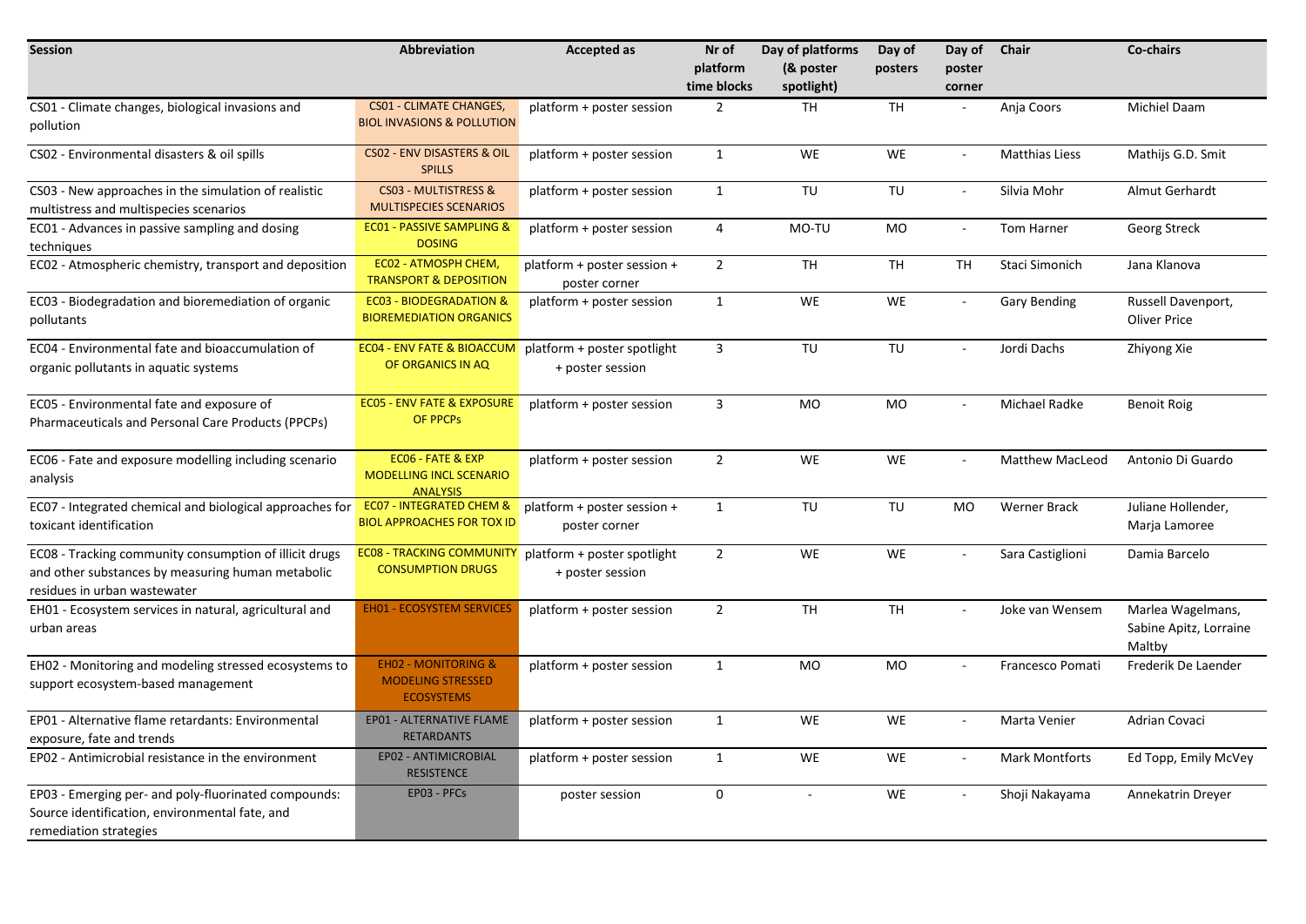| Session | Abbreviation | Accepted as | Nr of platform time blocks | Day of platforms (& poster spotlight) | Day of posters | Day of poster corner | Chair | Co-chairs |
| --- | --- | --- | --- | --- | --- | --- | --- | --- |
| CS01 - Climate changes, biological invasions and pollution | CS01 - CLIMATE CHANGES, BIOL INVASIONS & POLLUTION | platform + poster session | 2 | TH | TH | - | Anja Coors | Michiel Daam |
| CS02 - Environmental disasters & oil spills | CS02 - ENV DISASTERS & OIL SPILLS | platform + poster session | 1 | WE | WE | - | Matthias Liess | Mathijs G.D. Smit |
| CS03 - New approaches in the simulation of realistic multistress and multispecies scenarios | CS03 - MULTISTRESS & MULTISPECIES SCENARIOS | platform + poster session | 1 | TU | TU | - | Silvia Mohr | Almut Gerhardt |
| EC01 - Advances in passive sampling and dosing techniques | EC01 - PASSIVE SAMPLING & DOSING | platform + poster session | 4 | MO-TU | MO | - | Tom Harner | Georg Streck |
| EC02 - Atmospheric chemistry, transport and deposition | EC02 - ATMOSPH CHEM, TRANSPORT & DEPOSITION | platform + poster session + poster corner | 2 | TH | TH | TH | Staci Simonich | Jana Klanova |
| EC03 - Biodegradation and bioremediation of organic pollutants | EC03 - BIODEGRADATION & BIOREMEDIATION ORGANICS | platform + poster session | 1 | WE | WE | - | Gary Bending | Russell Davenport, Oliver Price |
| EC04 - Environmental fate and bioaccumulation of organic pollutants in aquatic systems | EC04 - ENV FATE & BIOACCUM OF ORGANICS IN AQ | platform + poster spotlight + poster session | 3 | TU | TU | - | Jordi Dachs | Zhiyong Xie |
| EC05 - Environmental fate and exposure of Pharmaceuticals and Personal Care Products (PPCPs) | EC05 - ENV FATE & EXPOSURE OF PPCPs | platform + poster session | 3 | MO | MO | - | Michael Radke | Benoit Roig |
| EC06 - Fate and exposure modelling including scenario analysis | EC06 - FATE & EXP MODELLING INCL SCENARIO ANALYSIS | platform + poster session | 2 | WE | WE | - | Matthew MacLeod | Antonio Di Guardo |
| EC07 - Integrated chemical and biological approaches for toxicant identification | EC07 - INTEGRATED CHEM & BIOL APPROACHES FOR TOX ID | platform + poster session + poster corner | 1 | TU | TU | MO | Werner Brack | Juliane Hollender, Marja Lamoree |
| EC08 - Tracking community consumption of illicit drugs and other substances by measuring human metabolic residues in urban wastewater | EC08 - TRACKING COMMUNITY CONSUMPTION DRUGS | platform + poster spotlight + poster session | 2 | WE | WE | - | Sara Castiglioni | Damia Barcelo |
| EH01 - Ecosystem services in natural, agricultural and urban areas | EH01 - ECOSYSTEM SERVICES | platform + poster session | 2 | TH | TH | - | Joke van Wensem | Marlea Wagelmans, Sabine Apitz, Lorraine Maltby |
| EH02 - Monitoring and modeling stressed ecosystems to support ecosystem-based management | EH02 - MONITORING & MODELING STRESSED ECOSYSTEMS | platform + poster session | 1 | MO | MO | - | Francesco Pomati | Frederik De Laender |
| EP01 - Alternative flame retardants: Environmental exposure, fate and trends | EP01 - ALTERNATIVE FLAME RETARDANTS | platform + poster session | 1 | WE | WE | - | Marta Venier | Adrian Covaci |
| EP02 - Antimicrobial resistance in the environment | EP02 - ANTIMICROBIAL RESISTENCE | platform + poster session | 1 | WE | WE | - | Mark Montforts | Ed Topp, Emily McVey |
| EP03 - Emerging per- and poly-fluorinated compounds: Source identification, environmental fate, and remediation strategies | EP03 - PFCs | poster session | 0 | - | WE | - | Shoji Nakayama | Annekatrin Dreyer |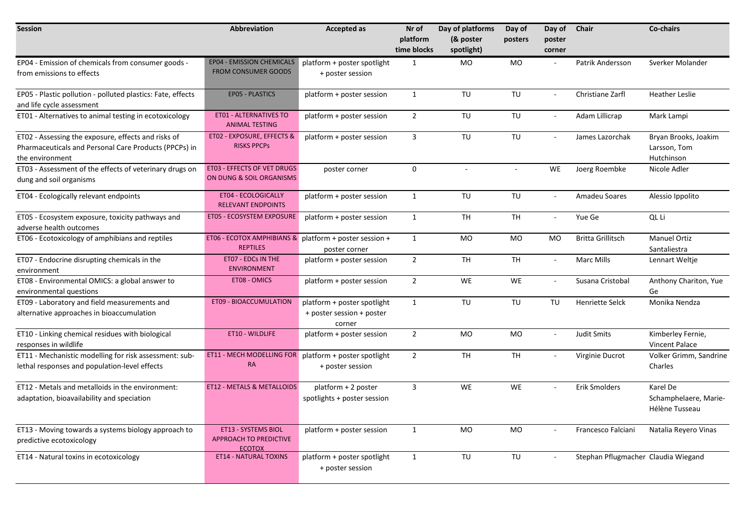| Session | Abbreviation | Accepted as | Nr of platform time blocks | Day of platforms (& poster spotlight) | Day of posters | Day of poster corner | Chair | Co-chairs |
|---|---|---|---|---|---|---|---|---|
| EP04 - Emission of chemicals from consumer goods - from emissions to effects | EP04 - EMISSION CHEMICALS FROM CONSUMER GOODS | platform + poster spotlight + poster session | 1 | MO | MO | - | Patrik Andersson | Sverker Molander |
| EP05 - Plastic pollution - polluted plastics: Fate, effects and life cycle assessment | EP05 - PLASTICS | platform + poster session | 1 | TU | TU | - | Christiane Zarfl | Heather Leslie |
| ET01 - Alternatives to animal testing in ecotoxicology | ET01 - ALTERNATIVES TO ANIMAL TESTING | platform + poster session | 2 | TU | TU | - | Adam Lillicrap | Mark Lampi |
| ET02 - Assessing the exposure, effects and risks of Pharmaceuticals and Personal Care Products (PPCPs) in the environment | ET02 - EXPOSURE, EFFECTS & RISKS PPCPs | platform + poster session | 3 | TU | TU | - | James Lazorchak | Bryan Brooks, Joakim Larsson, Tom Hutchinson |
| ET03 - Assessment of the effects of veterinary drugs on dung and soil organisms | ET03 - EFFECTS OF VET DRUGS ON DUNG & SOIL ORGANISMS | poster corner | 0 | - | - | WE | Joerg Roembke | Nicole Adler |
| ET04 - Ecologically relevant endpoints | ET04 - ECOLOGICALLY RELEVANT ENDPOINTS | platform + poster session | 1 | TU | TU | - | Amadeu Soares | Alessio Ippolito |
| ET05 - Ecosystem exposure, toxicity pathways and adverse health outcomes | ET05 - ECOSYSTEM EXPOSURE | platform + poster session | 1 | TH | TH | - | Yue Ge | QL Li |
| ET06 - Ecotoxicology of amphibians and reptiles | ET06 - ECOTOX AMPHIBIANS & REPTILES | platform + poster session + poster corner | 1 | MO | MO | MO | Britta Grillitsch | Manuel Ortiz Santaliestra |
| ET07 - Endocrine disrupting chemicals in the environment | ET07 - EDCs IN THE ENVIRONMENT | platform + poster session | 2 | TH | TH | - | Marc Mills | Lennart Weltje |
| ET08 - Environmental OMICS: a global answer to environmental questions | ET08 - OMICS | platform + poster session | 2 | WE | WE | - | Susana Cristobal | Anthony Chariton, Yue Ge |
| ET09 - Laboratory and field measurements and alternative approaches in bioaccumulation | ET09 - BIOACCUMULATION | platform + poster spotlight + poster session + poster corner | 1 | TU | TU | TU | Henriette Selck | Monika Nendza |
| ET10 - Linking chemical residues with biological responses in wildlife | ET10 - WILDLIFE | platform + poster session | 2 | MO | MO | - | Judit Smits | Kimberley Fernie, Vincent Palace |
| ET11 - Mechanistic modelling for risk assessment: sub-lethal responses and population-level effects | ET11 - MECH MODELLING FOR RA | platform + poster spotlight + poster session | 2 | TH | TH | - | Virginie Ducrot | Volker Grimm, Sandrine Charles |
| ET12 - Metals and metalloids in the environment: adaptation, bioavailability and speciation | ET12 - METALS & METALLOIDS | platform + 2 poster spotlights + poster session | 3 | WE | WE | - | Erik Smolders | Karel De Schamphelaere, Marie-Hélène Tusseau |
| ET13 - Moving towards a systems biology approach to predictive ecotoxicology | ET13 - SYSTEMS BIOL APPROACH TO PREDICTIVE ECOTOX | platform + poster session | 1 | MO | MO | - | Francesco Falciani | Natalia Reyero Vinas |
| ET14 - Natural toxins in ecotoxicology | ET14 - NATURAL TOXINS | platform + poster spotlight + poster session | 1 | TU | TU | - | Stephan Pflugmacher | Claudia Wiegand |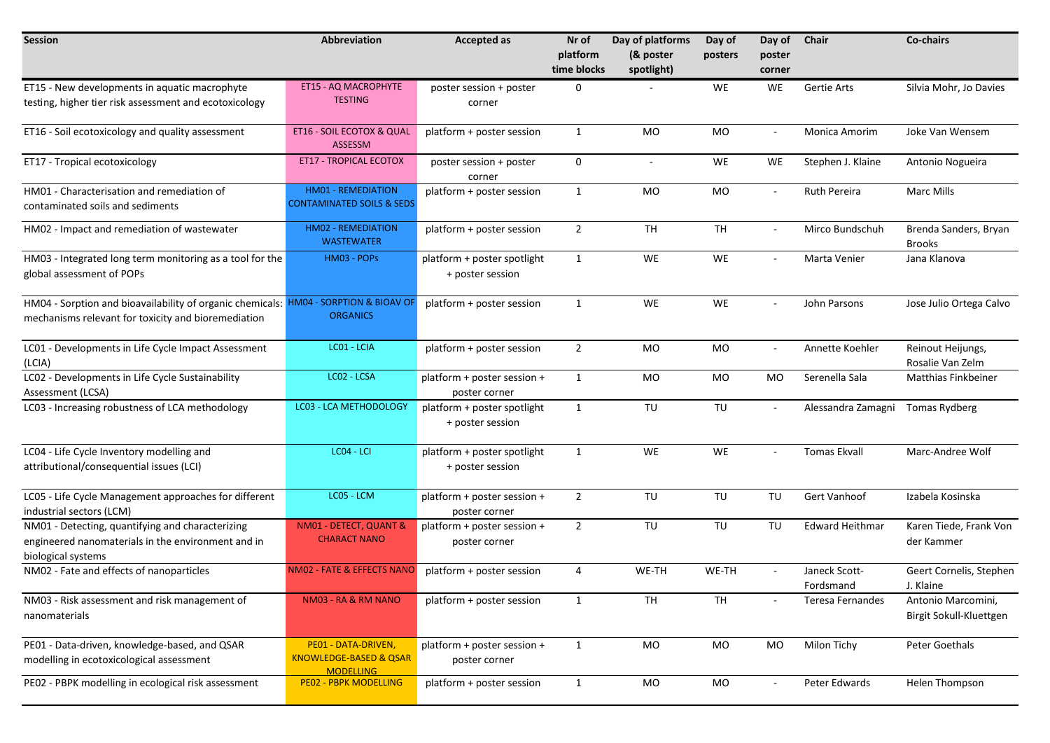| Session | Abbreviation | Accepted as | Nr of platform time blocks | Day of platforms (& poster spotlight) | Day of posters | Day of poster corner | Chair | Co-chairs |
|---|---|---|---|---|---|---|---|---|
| ET15 - New developments in aquatic macrophyte testing, higher tier risk assessment and ecotoxicology | ET15 - AQ MACROPHYTE TESTING | poster session + poster corner | 0 | - | WE | WE | Gertie Arts | Silvia Mohr, Jo Davies |
| ET16 - Soil ecotoxicology and quality assessment | ET16 - SOIL ECOTOX & QUAL ASSESSM | platform + poster session | 1 | MO | MO | - | Monica Amorim | Joke Van Wensem |
| ET17 - Tropical ecotoxicology | ET17 - TROPICAL ECOTOX | poster session + poster corner | 0 | - | WE | WE | Stephen J. Klaine | Antonio Nogueira |
| HM01 - Characterisation and remediation of contaminated soils and sediments | HM01 - REMEDIATION CONTAMINATED SOILS & SEDS | platform + poster session | 1 | MO | MO | - | Ruth Pereira | Marc Mills |
| HM02 - Impact and remediation of wastewater | HM02 - REMEDIATION WASTEWATER | platform + poster session | 2 | TH | TH | - | Mirco Bundschuh | Brenda Sanders, Bryan Brooks |
| HM03 - Integrated long term monitoring as a tool for the global assessment of POPs | HM03 - POPs | platform + poster spotlight + poster session | 1 | WE | WE | - | Marta Venier | Jana Klanova |
| HM04 - Sorption and bioavailability of organic chemicals: mechanisms relevant for toxicity and bioremediation | HM04 - SORPTION & BIOAV OF ORGANICS | platform + poster session | 1 | WE | WE | - | John Parsons | Jose Julio Ortega Calvo |
| LC01 - Developments in Life Cycle Impact Assessment (LCIA) | LC01 - LCIA | platform + poster session | 2 | MO | MO | - | Annette Koehler | Reinout Heijungs, Rosalie Van Zelm |
| LC02 - Developments in Life Cycle Sustainability Assessment (LCSA) | LC02 - LCSA | platform + poster session + poster corner | 1 | MO | MO | MO | Serenella Sala | Matthias Finkbeiner |
| LC03 - Increasing robustness of LCA methodology | LC03 - LCA METHODOLOGY | platform + poster spotlight + poster session | 1 | TU | TU | - | Alessandra Zamagni | Tomas Rydberg |
| LC04 - Life Cycle Inventory modelling and attributional/consequential issues (LCI) | LC04 - LCI | platform + poster spotlight + poster session | 1 | WE | WE | - | Tomas Ekvall | Marc-Andree Wolf |
| LC05 - Life Cycle Management approaches for different industrial sectors (LCM) | LC05 - LCM | platform + poster session + poster corner | 2 | TU | TU | TU | Gert Vanhoof | Izabela Kosinska |
| NM01 - Detecting, quantifying and characterizing engineered nanomaterials in the environment and in biological systems | NM01 - DETECT, QUANT & CHARACT NANO | platform + poster session + poster corner | 2 | TU | TU | TU | Edward Heithmar | Karen Tiede, Frank Von der Kammer |
| NM02 - Fate and effects of nanoparticles | NM02 - FATE & EFFECTS NANO | platform + poster session | 4 | WE-TH | WE-TH | - | Janeck Scott-Fordsmand | Geert Cornelis, Stephen J. Klaine |
| NM03 - Risk assessment and risk management of nanomaterials | NM03 - RA & RM NANO | platform + poster session | 1 | TH | TH | - | Teresa Fernandes | Antonio Marcomini, Birgit Sokull-Kluettgen |
| PE01 - Data-driven, knowledge-based, and QSAR modelling in ecotoxicological assessment | PE01 - DATA-DRIVEN, KNOWLEDGE-BASED & QSAR MODELLING | platform + poster session + poster corner | 1 | MO | MO | MO | Milon Tichy | Peter Goethals |
| PE02 - PBPK modelling in ecological risk assessment | PE02 - PBPK MODELLING | platform + poster session | 1 | MO | MO | - | Peter Edwards | Helen Thompson |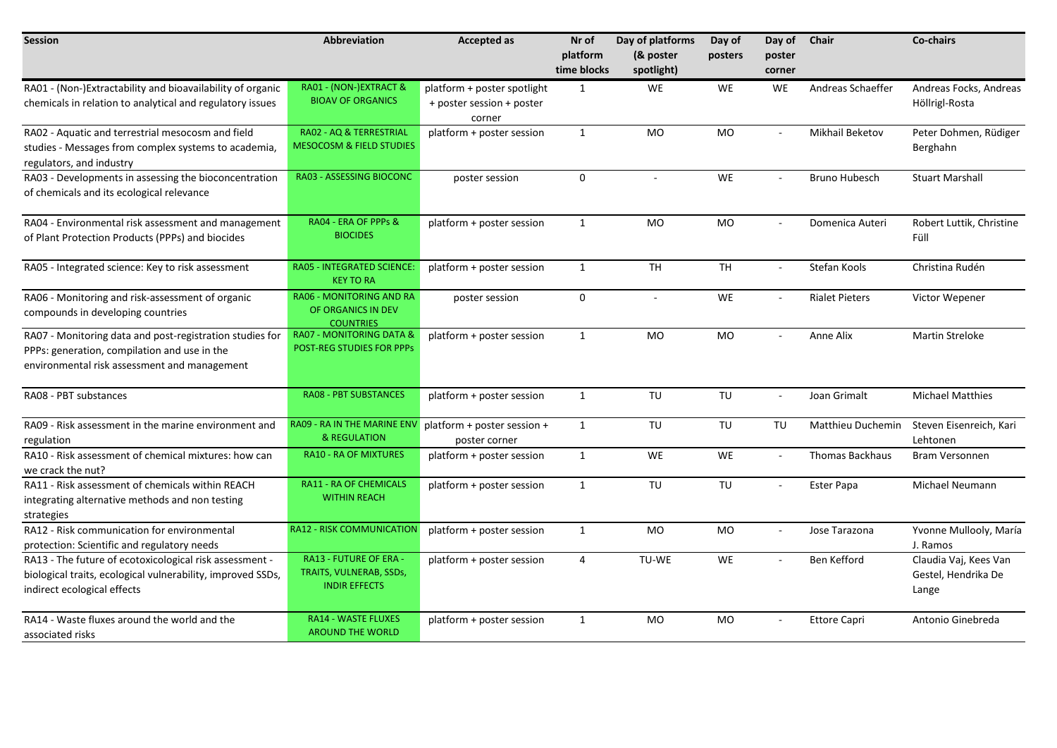| Session | Abbreviation | Accepted as | Nr of platform time blocks | Day of platforms (& poster spotlight) | Day of posters | Day of poster corner | Chair | Co-chairs |
|---|---|---|---|---|---|---|---|---|
| RA01 - (Non-)Extractability and bioavailability of organic chemicals in relation to analytical and regulatory issues | RA01 - (NON-)EXTRACT & BIOAV OF ORGANICS | platform + poster spotlight + poster session + poster corner | 1 | WE | WE | WE | Andreas Schaeffer | Andreas Focks, Andreas Höllrigl-Rosta |
| RA02 - Aquatic and terrestrial mesocosm and field studies - Messages from complex systems to academia, regulators, and industry | RA02 - AQ & TERRESTRIAL MESOCOSM & FIELD STUDIES | platform + poster session | 1 | MO | MO | - | Mikhail Beketov | Peter Dohmen, Rüdiger Berghahn |
| RA03 - Developments in assessing the bioconcentration of chemicals and its ecological relevance | RA03 - ASSESSING BIOCONC | poster session | 0 | - | WE | - | Bruno Hubesch | Stuart Marshall |
| RA04 - Environmental risk assessment and management of Plant Protection Products (PPPs) and biocides | RA04 - ERA OF PPPs & BIOCIDES | platform + poster session | 1 | MO | MO | - | Domenica Auteri | Robert Luttik, Christine Füll |
| RA05 - Integrated science: Key to risk assessment | RA05 - INTEGRATED SCIENCE: KEY TO RA | platform + poster session | 1 | TH | TH | - | Stefan Kools | Christina Rudén |
| RA06 - Monitoring and risk-assessment of organic compounds in developing countries | RA06 - MONITORING AND RA OF ORGANICS IN DEV COUNTRIES | poster session | 0 | - | WE | - | Rialet Pieters | Victor Wepener |
| RA07 - Monitoring data and post-registration studies for PPPs: generation, compilation and use in the environmental risk assessment and management | RA07 - MONITORING DATA & POST-REG STUDIES FOR PPPs | platform + poster session | 1 | MO | MO | - | Anne Alix | Martin Streloke |
| RA08 - PBT substances | RA08 - PBT SUBSTANCES | platform + poster session | 1 | TU | TU | - | Joan Grimalt | Michael Matthies |
| RA09 - Risk assessment in the marine environment and regulation | RA09 - RA IN THE MARINE ENV & REGULATION | platform + poster session + poster corner | 1 | TU | TU | TU | Matthieu Duchemin | Steven Eisenreich, Kari Lehtonen |
| RA10 - Risk assessment of chemical mixtures: how can we crack the nut? | RA10 - RA OF MIXTURES | platform + poster session | 1 | WE | WE | - | Thomas Backhaus | Bram Versonnen |
| RA11 - Risk assessment of chemicals within REACH integrating alternative methods and non testing strategies | RA11 - RA OF CHEMICALS WITHIN REACH | platform + poster session | 1 | TU | TU | - | Ester Papa | Michael Neumann |
| RA12 - Risk communication for environmental protection: Scientific and regulatory needs | RA12 - RISK COMMUNICATION | platform + poster session | 1 | MO | MO | - | Jose Tarazona | Yvonne Mullooly, María J. Ramos |
| RA13 - The future of ecotoxicological risk assessment - biological traits, ecological vulnerability, improved SSDs, indirect ecological effects | RA13 - FUTURE OF ERA - TRAITS, VULNERAB, SSDs, INDIR EFFECTS | platform + poster session | 4 | TU-WE | WE | - | Ben Kefford | Claudia Vaj, Kees Van Gestel, Hendrika De Lange |
| RA14 - Waste fluxes around the world and the associated risks | RA14 - WASTE FLUXES AROUND THE WORLD | platform + poster session | 1 | MO | MO | - | Ettore Capri | Antonio Ginebreda |